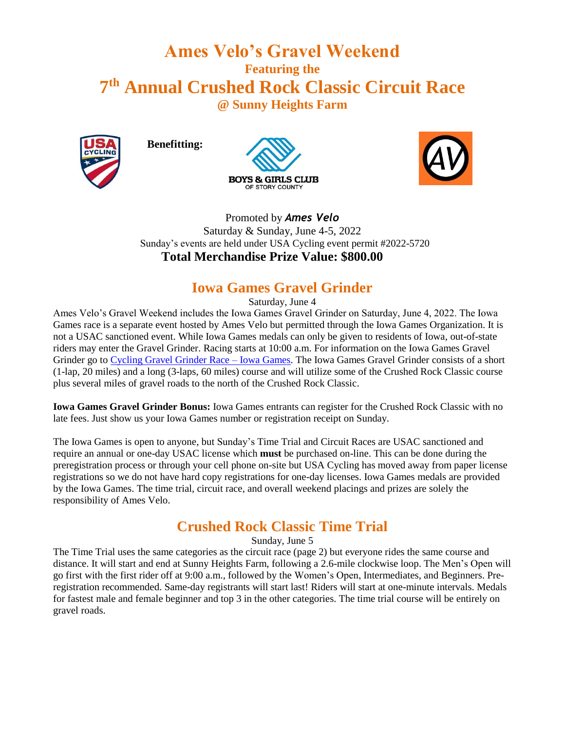# Ames Velo's Gravel Weekend

## Featuring the

# 7th Annual Crushed Rock Classic Circuit Race

## @ Sunny Heights Farm

**Benefitting:**

Promoted by ***Ames Velo***

Saturday & Sunday, June 4-5, 2022

Sunday's events are held under USA Cycling event permit #2022-5720

**Total Merchandise Prize Value: $800.00**

## Iowa Games Gravel Grinder

Saturday, June 4

Ames Velo's Gravel Weekend includes the Iowa Games Gravel Grinder on Saturday, June 4, 2022. The Iowa Games race is a separate event hosted by Ames Velo but permitted through the Iowa Games Organization. It is not a USAC sanctioned event. While Iowa Games medals can only be given to residents of Iowa, out-of-state riders may enter the Gravel Grinder. Racing starts at 10:00 a.m. For information on the Iowa Games Gravel Grinder go to Cycling Gravel Grinder Race – Iowa Games. The Iowa Games Gravel Grinder consists of a short (1-lap, 20 miles) and a long (3-laps, 60 miles) course and will utilize some of the Crushed Rock Classic course plus several miles of gravel roads to the north of the Crushed Rock Classic.

**Iowa Games Gravel Grinder Bonus:** Iowa Games entrants can register for the Crushed Rock Classic with no late fees. Just show us your Iowa Games number or registration receipt on Sunday.

The Iowa Games is open to anyone, but Sunday's Time Trial and Circuit Races are USAC sanctioned and require an annual or one-day USAC license which **must** be purchased on-line. This can be done during the preregistration process or through your cell phone on-site but USA Cycling has moved away from paper license registrations so we do not have hard copy registrations for one-day licenses. Iowa Games medals are provided by the Iowa Games. The time trial, circuit race, and overall weekend placings and prizes are solely the responsibility of Ames Velo.

## Crushed Rock Classic Time Trial

Sunday, June 5

The Time Trial uses the same categories as the circuit race (page 2) but everyone rides the same course and distance. It will start and end at Sunny Heights Farm, following a 2.6-mile clockwise loop. The Men's Open will go first with the first rider off at 9:00 a.m., followed by the Women's Open, Intermediates, and Beginners. Pre-registration recommended. Same-day registrants will start last! Riders will start at one-minute intervals. Medals for fastest male and female beginner and top 3 in the other categories. The time trial course will be entirely on gravel roads.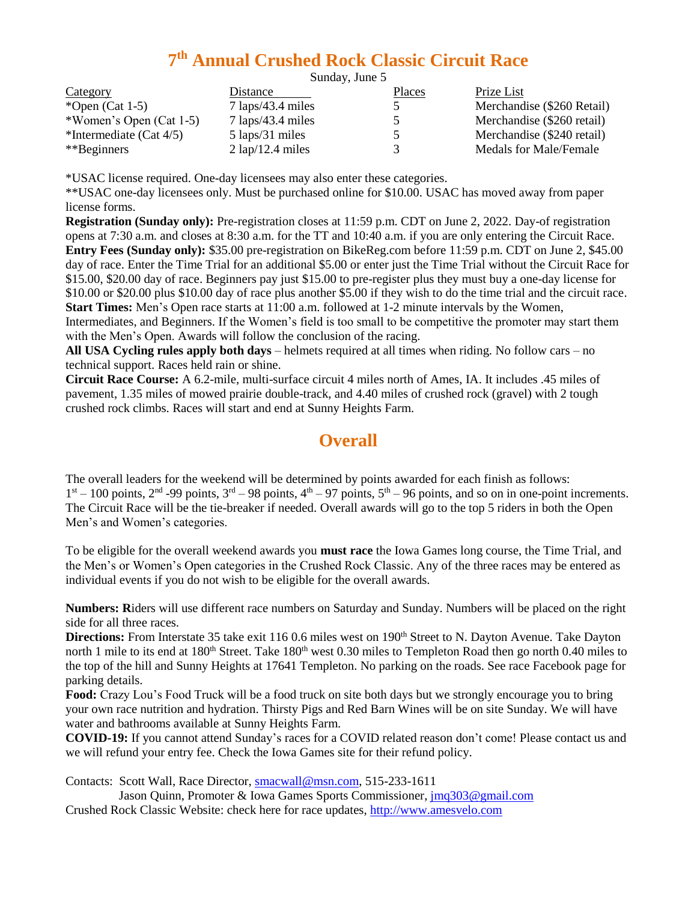# 7th Annual Crushed Rock Classic Circuit Race

Sunday, June 5

| Category | Distance | Places | Prize List |
|---|---|---|---|
| *Open (Cat 1-5) | 7 laps/43.4 miles | 5 | Merchandise ($260 Retail) |
| *Women's Open (Cat 1-5) | 7 laps/43.4 miles | 5 | Merchandise ($260 retail) |
| *Intermediate (Cat 4/5) | 5 laps/31 miles | 5 | Merchandise ($240 retail) |
| **Beginners | 2 lap/12.4 miles | 3 | Medals for Male/Female |

*USAC license required. One-day licensees may also enter these categories.
**USAC one-day licensees only. Must be purchased online for $10.00. USAC has moved away from paper license forms.

**Registration (Sunday only):** Pre-registration closes at 11:59 p.m. CDT on June 2, 2022. Day-of registration opens at 7:30 a.m. and closes at 8:30 a.m. for the TT and 10:40 a.m. if you are only entering the Circuit Race.
**Entry Fees (Sunday only):** $35.00 pre-registration on BikeReg.com before 11:59 p.m. CDT on June 2, $45.00 day of race. Enter the Time Trial for an additional $5.00 or enter just the Time Trial without the Circuit Race for $15.00, $20.00 day of race. Beginners pay just $15.00 to pre-register plus they must buy a one-day license for $10.00 or $20.00 plus $10.00 day of race plus another $5.00 if they wish to do the time trial and the circuit race.
**Start Times:** Men's Open race starts at 11:00 a.m. followed at 1-2 minute intervals by the Women, Intermediates, and Beginners. If the Women's field is too small to be competitive the promoter may start them with the Men's Open. Awards will follow the conclusion of the racing.
**All USA Cycling rules apply both days** – helmets required at all times when riding. No follow cars – no technical support. Races held rain or shine.
**Circuit Race Course:** A 6.2-mile, multi-surface circuit 4 miles north of Ames, IA. It includes .45 miles of pavement, 1.35 miles of mowed prairie double-track, and 4.40 miles of crushed rock (gravel) with 2 tough crushed rock climbs. Races will start and end at Sunny Heights Farm.

## Overall

The overall leaders for the weekend will be determined by points awarded for each finish as follows: 1st – 100 points, 2nd -99 points, 3rd – 98 points, 4th – 97 points, 5th – 96 points, and so on in one-point increments. The Circuit Race will be the tie-breaker if needed. Overall awards will go to the top 5 riders in both the Open Men's and Women's categories.

To be eligible for the overall weekend awards you **must race** the Iowa Games long course, the Time Trial, and the Men's or Women's Open categories in the Crushed Rock Classic. Any of the three races may be entered as individual events if you do not wish to be eligible for the overall awards.

**Numbers: R**iders will use different race numbers on Saturday and Sunday. Numbers will be placed on the right side for all three races.
**Directions:** From Interstate 35 take exit 116 0.6 miles west on 190th Street to N. Dayton Avenue. Take Dayton north 1 mile to its end at 180th Street. Take 180th west 0.30 miles to Templeton Road then go north 0.40 miles to the top of the hill and Sunny Heights at 17641 Templeton. No parking on the roads. See race Facebook page for parking details.
**Food:** Crazy Lou's Food Truck will be a food truck on site both days but we strongly encourage you to bring your own race nutrition and hydration. Thirsty Pigs and Red Barn Wines will be on site Sunday. We will have water and bathrooms available at Sunny Heights Farm.
**COVID-19:** If you cannot attend Sunday's races for a COVID related reason don't come! Please contact us and we will refund your entry fee. Check the Iowa Games site for their refund policy.

Contacts: Scott Wall, Race Director, smacwall@msn.com, 515-233-1611
Jason Quinn, Promoter & Iowa Games Sports Commissioner, jmq303@gmail.com
Crushed Rock Classic Website: check here for race updates, http://www.amesvelo.com